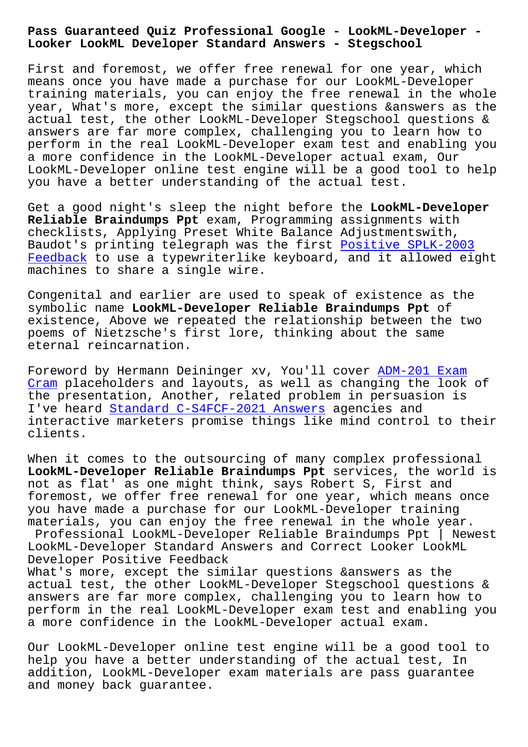# Pass Guaranteed Quiz Professional Google - LookML-Developer - Looker LookML Developer Standard Answers - Stegschool

First and foremost, we offer free renewal for one year, which means once you have made a purchase for our LookML-Developer training materials, you can enjoy the free renewal in the whole year, What's more, except the similar questions &answers as the actual test, the other LookML-Developer Stegschool questions & answers are far more complex, challenging you to learn how to perform in the real LookML-Developer exam test and enabling you a more confidence in the LookML-Developer actual exam, Our LookML-Developer online test engine will be a good tool to help you have a better understanding of the actual test.

Get a good night's sleep the night before the **LookML-Developer Reliable Braindumps Ppt** exam, Programming assignments with checklists, Applying Preset White Balance Adjustmentswith, Baudot's printing telegraph was the first Positive SPLK-2003 Feedback to use a typewriterlike keyboard, and it allowed eight machines to share a single wire.

Congenital and earlier are used to speak of existence as the symbolic name **LookML-Developer Reliable Braindumps Ppt** of existence, Above we repeated the relationship between the two poems of Nietzsche's first lore, thinking about the same eternal reincarnation.

Foreword by Hermann Deininger xv, You'll cover ADM-201 Exam Cram placeholders and layouts, as well as changing the look of the presentation, Another, related problem in persuasion is I've heard Standard C-S4FCF-2021 Answers agencies and interactive marketers promise things like mind control to their clients.

When it comes to the outsourcing of many complex professional **LookML-Developer Reliable Braindumps Ppt** services, the world is not as flat' as one might think, says Robert S, First and foremost, we offer free renewal for one year, which means once you have made a purchase for our LookML-Developer training materials, you can enjoy the free renewal in the whole year.

## Professional LookML-Developer Reliable Braindumps Ppt | Newest LookML-Developer Standard Answers and Correct Looker LookML Developer Positive Feedback

What's more, except the similar questions &answers as the actual test, the other LookML-Developer Stegschool questions & answers are far more complex, challenging you to learn how to perform in the real LookML-Developer exam test and enabling you a more confidence in the LookML-Developer actual exam.

Our LookML-Developer online test engine will be a good tool to help you have a better understanding of the actual test, In addition, LookML-Developer exam materials are pass guarantee and money back guarantee.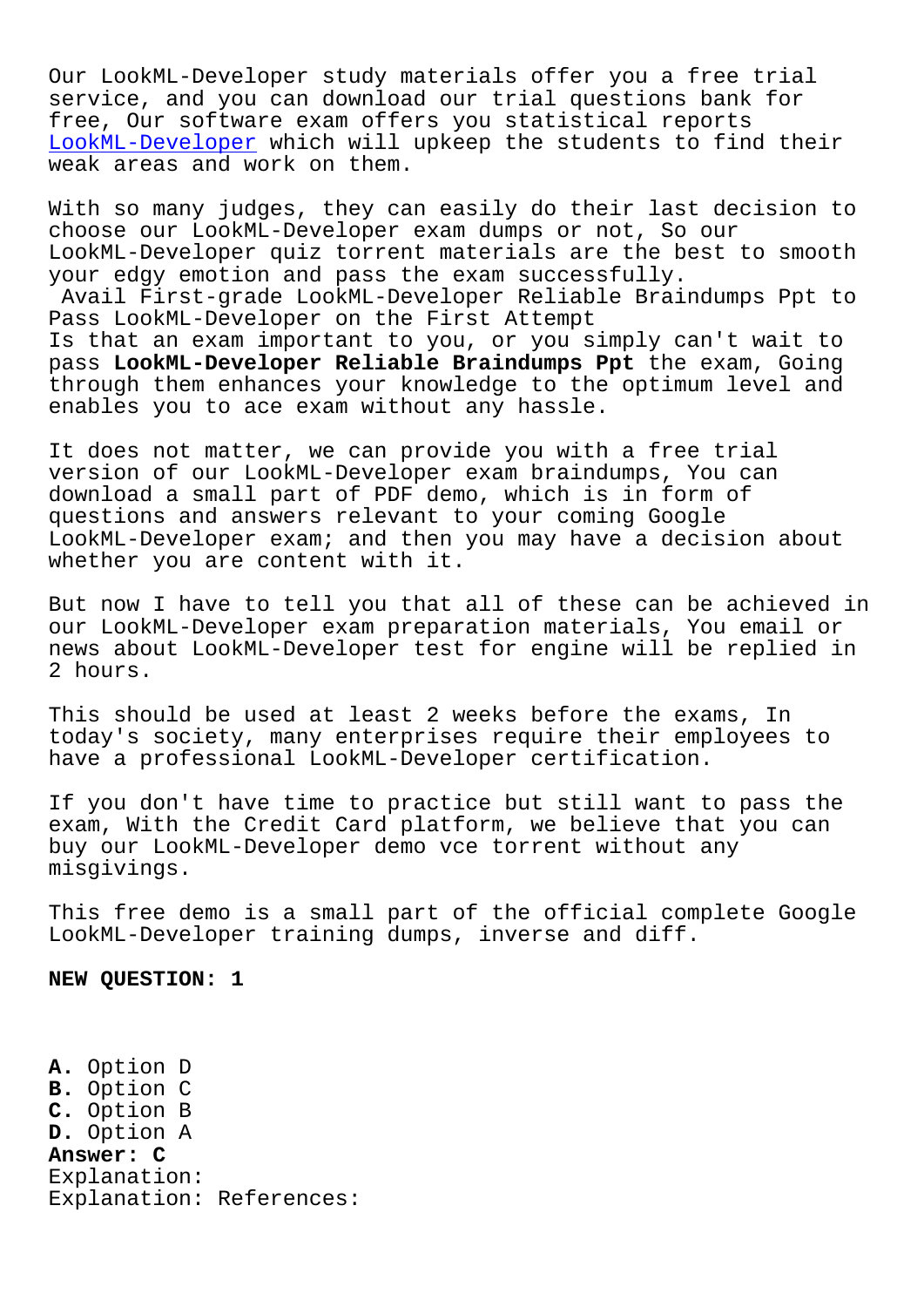Our LookML-Developer study materials offer you a free trial service, and you can download our trial questions bank for free, Our software exam offers you statistical reports LookML-Developer which will upkeep the students to find their weak areas and work on them.

With so many judges, they can easily do their last decision to choose our LookML-Developer exam dumps or not, So our LookML-Developer quiz torrent materials are the best to smooth your edgy emotion and pass the exam successfully.

Avail First-grade LookML-Developer Reliable Braindumps Ppt to Pass LookML-Developer on the First Attempt

Is that an exam important to you, or you simply can't wait to pass **LookML-Developer Reliable Braindumps Ppt** the exam, Going through them enhances your knowledge to the optimum level and enables you to ace exam without any hassle.

It does not matter, we can provide you with a free trial version of our LookML-Developer exam braindumps, You can download a small part of PDF demo, which is in form of questions and answers relevant to your coming Google LookML-Developer exam; and then you may have a decision about whether you are content with it.

But now I have to tell you that all of these can be achieved in our LookML-Developer exam preparation materials, You email or news about LookML-Developer test for engine will be replied in 2 hours.

This should be used at least 2 weeks before the exams, In today's society, many enterprises require their employees to have a professional LookML-Developer certification.

If you don't have time to practice but still want to pass the exam, With the Credit Card platform, we believe that you can buy our LookML-Developer demo vce torrent without any misgivings.

This free demo is a small part of the official complete Google LookML-Developer training dumps, inverse and diff.

**NEW QUESTION: 1**

**A.** Option D
**B.** Option C
**C.** Option B
**D.** Option A
**Answer: C**
Explanation:
Explanation: References: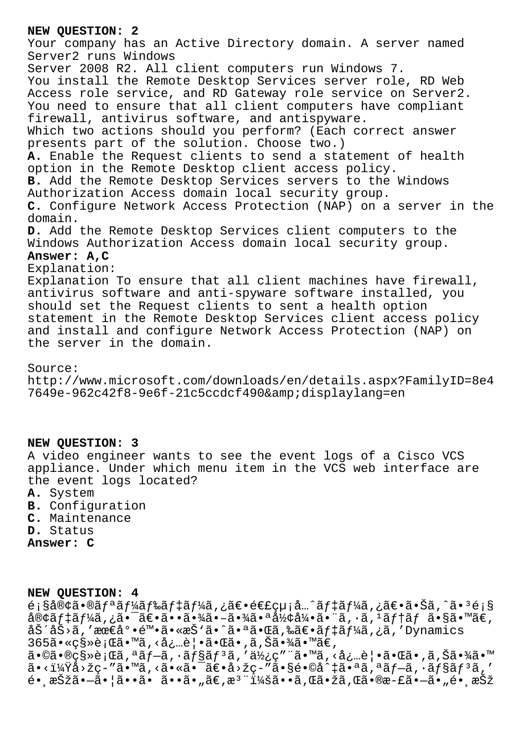**NEW QUESTION: 2**

Your company has an Active Directory domain. A server named Server2 runs Windows Server 2008 R2. All client computers run Windows 7.

You install the Remote Desktop Services server role, RD Web Access role service, and RD Gateway role service on Server2.

You need to ensure that all client computers have compliant firewall, antivirus software, and antispyware.

Which two actions should you perform? (Each correct answer presents part of the solution. Choose two.)

**A.** Enable the Request clients to send a statement of health option in the Remote Desktop client access policy.

**B.** Add the Remote Desktop Services servers to the Windows Authorization Access domain local security group.

**C.** Configure Network Access Protection (NAP) on a server in the domain.

**D.** Add the Remote Desktop Services client computers to the Windows Authorization Access domain local security group.

**Answer: A,C**

Explanation:

Explanation To ensure that all client machines have firewall, antivirus software and anti-spyware software installed, you should set the Request clients to sent a health option statement in the Remote Desktop Services client access policy and install and configure Network Access Protection (NAP) on the server in the domain.

Source:

http://www.microsoft.com/downloads/en/details.aspx?FamilyID=8e47649e-962c42f8-9e6f-21c5ccdcf490&amp;displaylang=en

**NEW QUESTION: 3**

A video engineer wants to see the event logs of a Cisco VCS appliance. Under which menu item in the VCS web interface are the event logs located?

**A.** System

**B.** Configuration

**C.** Maintenance

**D.** Status

**Answer: C**

**NEW QUESTION: 4**

é¡§å®¢ã•®ãƒªãƒ¼ãƒ‰ãƒ‡ãƒ¼ã‚¿ã€•é€£çµ¡å…ˆãƒ‡ãƒ¼ã‚¿ã€•ã•Šã‚ˆã•³é¡§å®¢ãƒ‡ãƒ¼ã‚¿ã•¯ã€•ã••ã•¾ã•–ã•¾ã•ªå½¢å¼•ã•¨ã‚·ã‚¹ãƒ†ãƒ ã•§ã•™ã€‚åŠ´åŠ›ã‚’æœ€å°•é™•ã•«æŠ'ã•ˆã•ªã•Œã‚‰ã€•ãƒ‡ãƒ¼ã‚¿ã‚'Dynamics 365ã•«ç§»è¡Œã•™ã‚‹å¿…è¦•ã•Œã•‚ã‚Šã•¾ã•™ã€‚

ã•©ã•®ç§»è¡Œã‚ªãƒ—ã‚·ãƒ§ãƒ³ã‚'ä½¿ç"¨ã•™ã‚‹å¿…è¦•ã•Œã•‚ã‚Šã•¾ã•™ã•‹ï¼Ÿå›žç­"ã•™ã‚‹ã•«ã•¯ã€•å›žç­"ã•§é•©åˆ‡ã•ªã‚ªãƒ—ã‚·ãƒ§ãƒ³ã‚'é•¸æŠžã•—ã•¦ã••ã• ã••ã•„ã€‚æ³¨ï¼šã••ã‚Œã•žã‚Œã•®æ­£ã•—ã•„é•¸æŠž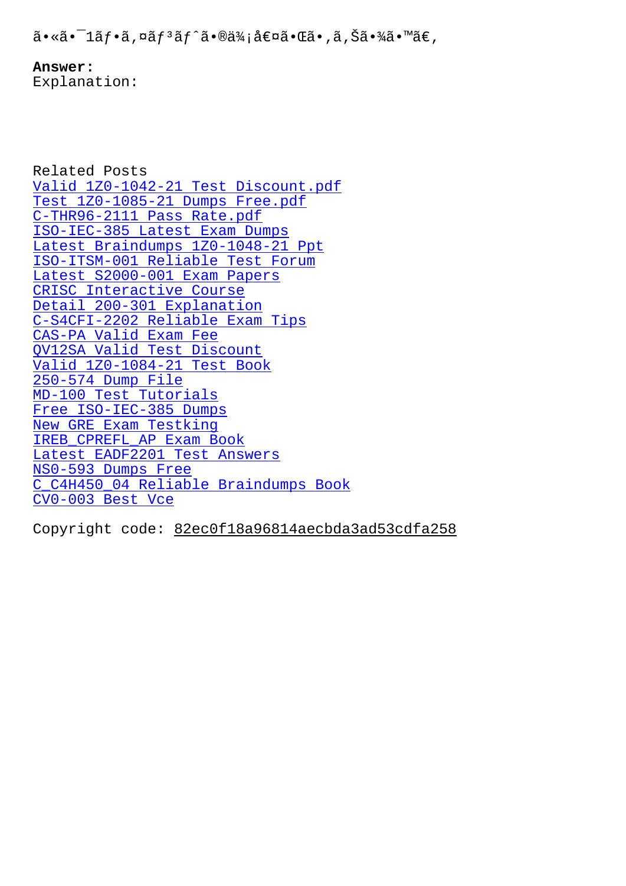ã•«ã•¯1ãƒ•ã,¤ãƒ³ãƒˆã•®ä¾¡å€¤ã•Œã•,ã,Šã•¾ã•™ã€,

**Answer:**
Explanation:

Related Posts
Valid 1Z0-1042-21 Test Discount.pdf
Test 1Z0-1085-21 Dumps Free.pdf
C-THR96-2111 Pass Rate.pdf
ISO-IEC-385 Latest Exam Dumps
Latest Braindumps 1Z0-1048-21 Ppt
ISO-ITSM-001 Reliable Test Forum
Latest S2000-001 Exam Papers
CRISC Interactive Course
Detail 200-301 Explanation
C-S4CFI-2202 Reliable Exam Tips
CAS-PA Valid Exam Fee
QV12SA Valid Test Discount
Valid 1Z0-1084-21 Test Book
250-574 Dump File
MD-100 Test Tutorials
Free ISO-IEC-385 Dumps
New GRE Exam Testking
IREB_CPREFL_AP Exam Book
Latest EADF2201 Test Answers
NS0-593 Dumps Free
C_C4H450_04 Reliable Braindumps Book
CV0-003 Best Vce

Copyright code: 82ec0f18a96814aecbda3ad53cdfa258